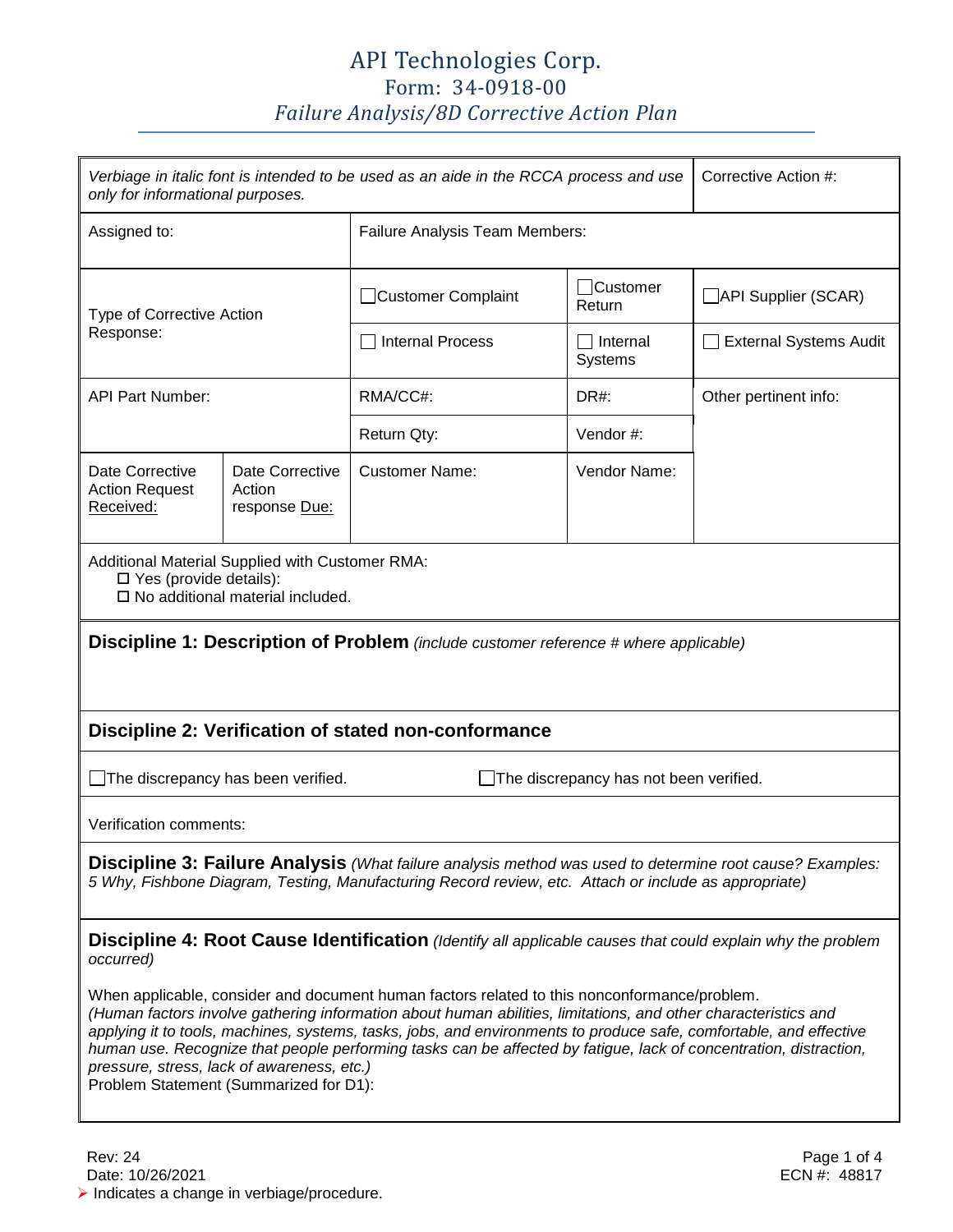# API Technologies Corp.

## Form: 34-0918-00

## *Failure Analysis/8D Corrective Action Plan*

| *Verbiage in italic font is intended to be used as an aide in the RCCA process and use only for informational purposes.* | | | | Corrective Action #: |
|---|---|---|---|---|
| Assigned to: | | Failure Analysis Team Members: | | |
| Type of Corrective Action Response: | | ☐ Customer Complaint | ☐ Customer Return | ☐ API Supplier (SCAR) |
| | | ☐ Internal Process | ☐ Internal Systems | ☐ External Systems Audit |
| API Part Number: | | RMA/CC#: | DR#: | Other pertinent info: |
| | | Return Qty: | Vendor #: | |
| Date Corrective Action Request Received: | Date Corrective Action response Due: | Customer Name: | Vendor Name: | |

Additional Material Supplied with Customer RMA:

- ☐ Yes (provide details):
- ☐ No additional material included.

**Discipline 1: Description of Problem** *(include customer reference # where applicable)*

**Discipline 2: Verification of stated non-conformance**

☐ The discrepancy has been verified. ☐ The discrepancy has not been verified.

Verification comments:

**Discipline 3: Failure Analysis** *(What failure analysis method was used to determine root cause? Examples: 5 Why, Fishbone Diagram, Testing, Manufacturing Record review, etc. Attach or include as appropriate)*

**Discipline 4: Root Cause Identification** *(Identify all applicable causes that could explain why the problem occurred)*

When applicable, consider and document human factors related to this nonconformance/problem.
*(Human factors involve gathering information about human abilities, limitations, and other characteristics and applying it to tools, machines, systems, tasks, jobs, and environments to produce safe, comfortable, and effective human use. Recognize that people performing tasks can be affected by fatigue, lack of concentration, distraction, pressure, stress, lack of awareness, etc.)*
Problem Statement (Summarized for D1):

Rev: 24
Date: 10/26/2021
ECN #: 48817
➢ Indicates a change in verbiage/procedure.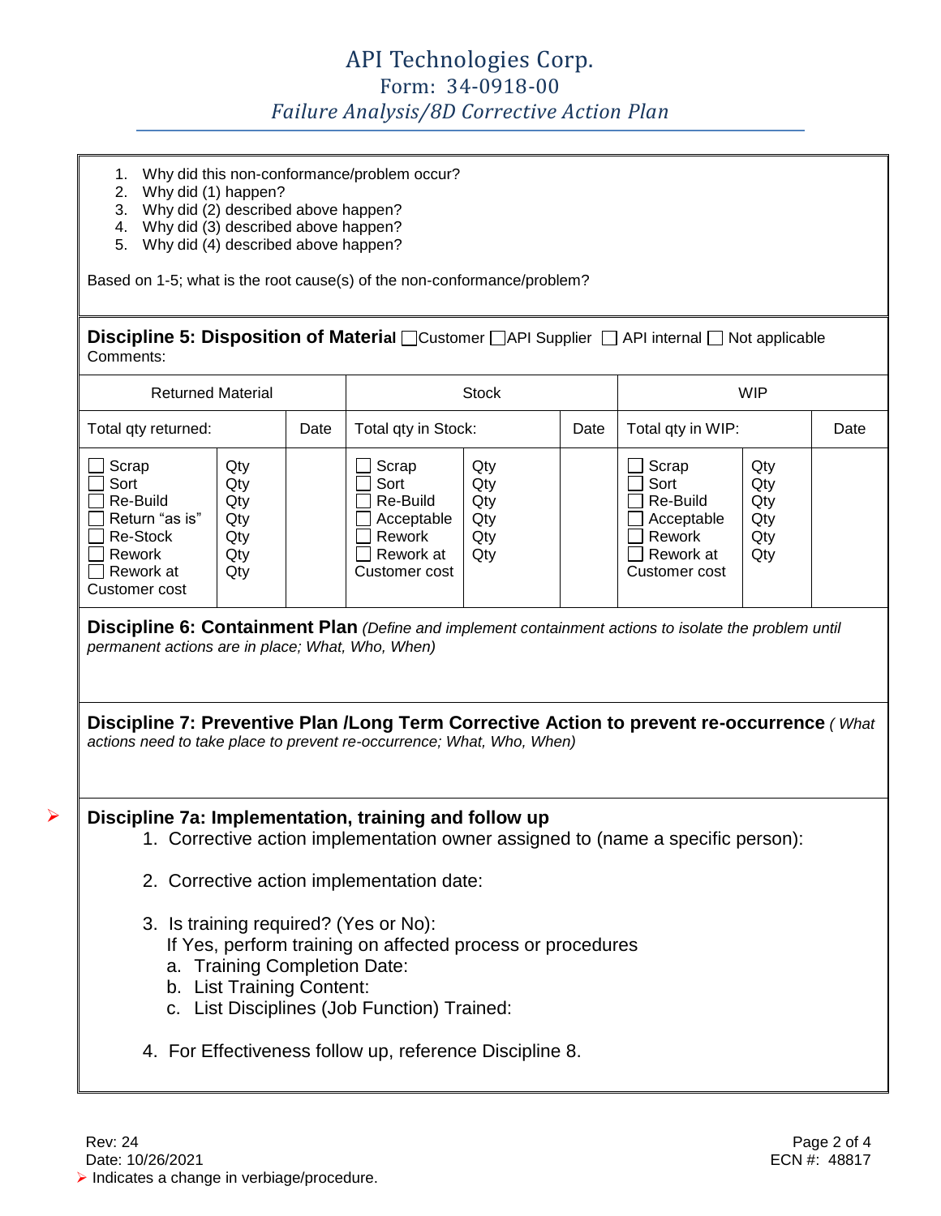1. Why did this non-conformance/problem occur?
2. Why did (1) happen?
3. Why did (2) described above happen?
4. Why did (3) described above happen?
5. Why did (4) described above happen?

Based on 1-5; what is the root cause(s) of the non-conformance/problem?

**Discipline 5: Disposition of Material** ☐Customer ☐API Supplier ☐ API internal ☐ Not applicable
Comments:

| Returned Material | | | Stock | | | WIP | | |
|---|---|---|---|---|---|---|---|---|
| Total qty returned: | | Date | Total qty in Stock: | | Date | Total qty in WIP: | | Date |
| ☐ Scrap<br>☐ Sort<br>☐ Re-Build<br>☐ Return "as is"<br>☐ Re-Stock<br>☐ Rework<br>☐ Rework at Customer cost | Qty<br>Qty<br>Qty<br>Qty<br>Qty<br>Qty<br>Qty | | ☐ Scrap<br>☐ Sort<br>☐ Re-Build<br>☐ Acceptable<br>☐ Rework<br>☐ Rework at Customer cost | Qty<br>Qty<br>Qty<br>Qty<br>Qty<br>Qty | | ☐ Scrap<br>☐ Sort<br>☐ Re-Build<br>☐ Acceptable<br>☐ Rework<br>☐ Rework at Customer cost | Qty<br>Qty<br>Qty<br>Qty<br>Qty<br>Qty | |

**Discipline 6: Containment Plan** *(Define and implement containment actions to isolate the problem until permanent actions are in place; What, Who, When)*

**Discipline 7: Preventive Plan /Long Term Corrective Action to prevent re-occurrence** *( What actions need to take place to prevent re-occurrence; What, Who, When)*

➢ **Discipline 7a: Implementation, training and follow up**

1. Corrective action implementation owner assigned to (name a specific person):
2. Corrective action implementation date:
3. Is training required? (Yes or No):
   If Yes, perform training on affected process or procedures
   a. Training Completion Date:
   b. List Training Content:
   c. List Disciplines (Job Function) Trained:
4. For Effectiveness follow up, reference Discipline 8.

Rev: 24
Date: 10/26/2021
ECN #: 48817
➢ Indicates a change in verbiage/procedure.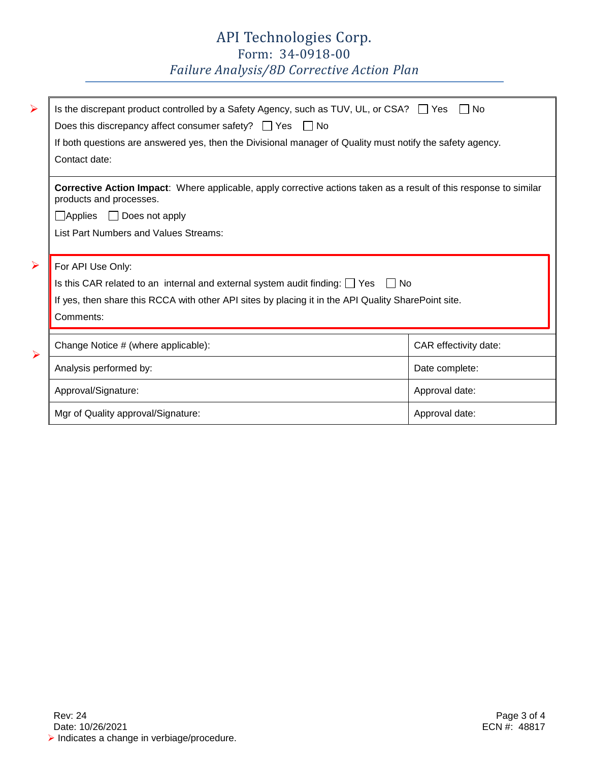# API Technologies Corp.

## Form: 34-0918-00

### *Failure Analysis/8D Corrective Action Plan*

➢ Is the discrepant product controlled by a Safety Agency, such as TUV, UL, or CSA? ☐ Yes ☐ No

Does this discrepancy affect consumer safety? ☐ Yes ☐ No

If both questions are answered yes, then the Divisional manager of Quality must notify the safety agency.

Contact date:

**Corrective Action Impact**: Where applicable, apply corrective actions taken as a result of this response to similar products and processes.

☐Applies ☐ Does not apply

List Part Numbers and Values Streams:

➢ For API Use Only:

Is this CAR related to an internal and external system audit finding: ☐ Yes ☐ No

If yes, then share this RCCA with other API sites by placing it in the API Quality SharePoint site.

Comments:

| ➢ Change Notice # (where applicable): | CAR effectivity date: |
|---|---|
| Analysis performed by: | Date complete: |
| Approval/Signature: | Approval date: |
| Mgr of Quality approval/Signature: | Approval date: |

Rev: 24
Date: 10/26/2021
ECN #: 48817

➢ Indicates a change in verbiage/procedure.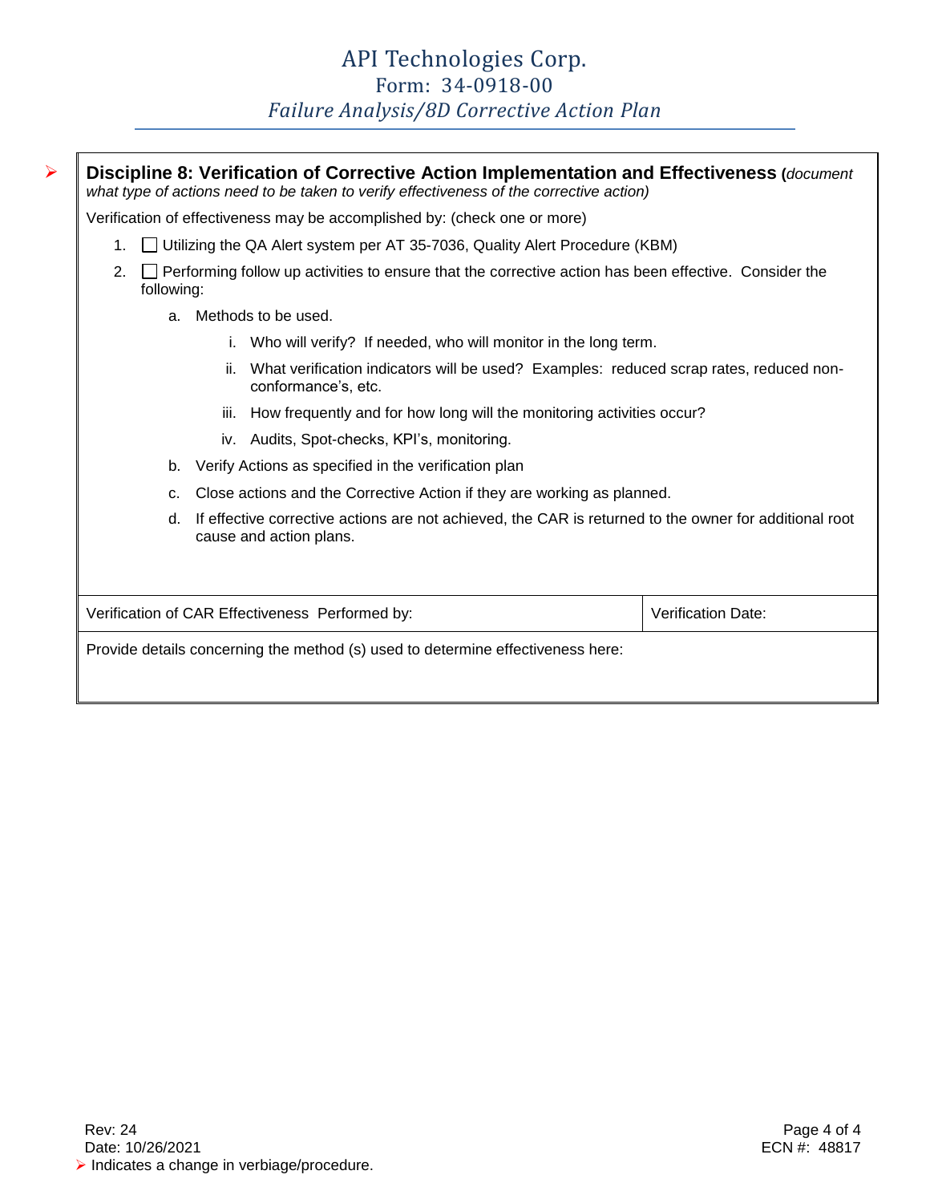➢ **Discipline 8: Verification of Corrective Action Implementation and Effectiveness (***document what type of actions need to be taken to verify effectiveness of the corrective action)*

Verification of effectiveness may be accomplished by: (check one or more)

1. ☐ Utilizing the QA Alert system per AT 35-7036, Quality Alert Procedure (KBM)
2. ☐ Performing follow up activities to ensure that the corrective action has been effective. Consider the following:
   a. Methods to be used.
      i. Who will verify? If needed, who will monitor in the long term.
      ii. What verification indicators will be used? Examples: reduced scrap rates, reduced non-conformance's, etc.
      iii. How frequently and for how long will the monitoring activities occur?
      iv. Audits, Spot-checks, KPI's, monitoring.
   b. Verify Actions as specified in the verification plan
   c. Close actions and the Corrective Action if they are working as planned.
   d. If effective corrective actions are not achieved, the CAR is returned to the owner for additional root cause and action plans.

| | |
|---|---|
| Verification of CAR Effectiveness Performed by: | Verification Date: |

Provide details concerning the method (s) used to determine effectiveness here:

Rev: 24
Date: 10/26/2021
ECN #: 48817

➢ Indicates a change in verbiage/procedure.